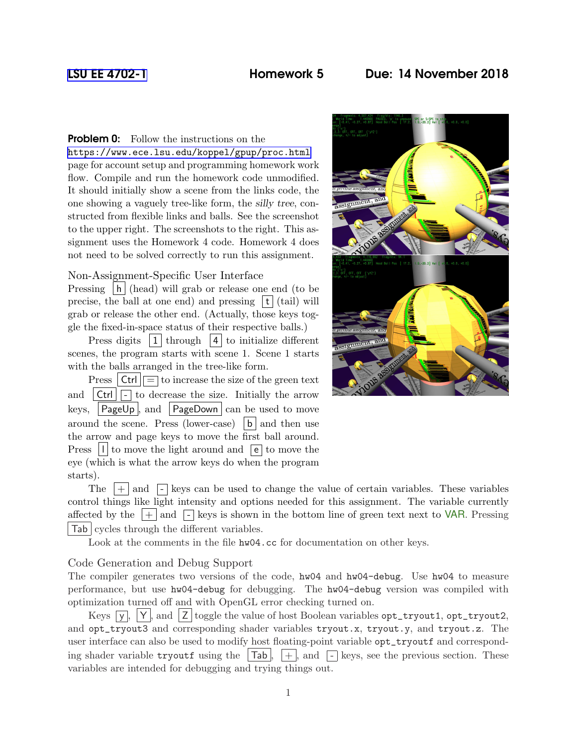LSU EE 4702-1 **Homework 5** **Due: 14 November 2018**

**Problem 0:** Follow the instructions on the https://www.ece.lsu.edu/koppel/gpup/proc.html page for account setup and programming homework work flow. Compile and run the homework code unmodified. It should initially show a scene from the links code, the one showing a vaguely tree-like form, the *silly tree*, constructed from flexible links and balls. See the screenshot to the upper right. The screenshots to the right. This assignment uses the Homework 4 code. Homework 4 does not need to be solved correctly to run this assignment.

### Non-Assignment-Specific User Interface

Pressing h (head) will grab or release one end (to be precise, the ball at one end) and pressing t (tail) will grab or release the other end. (Actually, those keys toggle the fixed-in-space status of their respective balls.)

Press digits 1 through 4 to initialize different scenes, the program starts with scene 1. Scene 1 starts with the balls arranged in the tree-like form.

Press Ctrl = to increase the size of the green text and Ctrl - to decrease the size. Initially the arrow keys, PageUp, and PageDown can be used to move around the scene. Press (lower-case) b and then use the arrow and page keys to move the first ball around. Press l to move the light around and e to move the eye (which is what the arrow keys do when the program starts).

The + and - keys can be used to change the value of certain variables. These variables control things like light intensity and options needed for this assignment. The variable currently affected by the + and - keys is shown in the bottom line of green text next to VAR. Pressing Tab cycles through the different variables.

Look at the comments in the file `hw04.cc` for documentation on other keys.

### Code Generation and Debug Support

The compiler generates two versions of the code, `hw04` and `hw04-debug`. Use `hw04` to measure performance, but use `hw04-debug` for debugging. The `hw04-debug` version was compiled with optimization turned off and with OpenGL error checking turned on.

Keys y, Y, and Z toggle the value of host Boolean variables `opt_tryout1`, `opt_tryout2`, and `opt_tryout3` and corresponding shader variables `tryout.x`, `tryout.y`, and `tryout.z`. The user interface can also be used to modify host floating-point variable `opt_tryoutf` and corresponding shader variable `tryoutf` using the Tab, +, and - keys, see the previous section. These variables are intended for debugging and trying things out.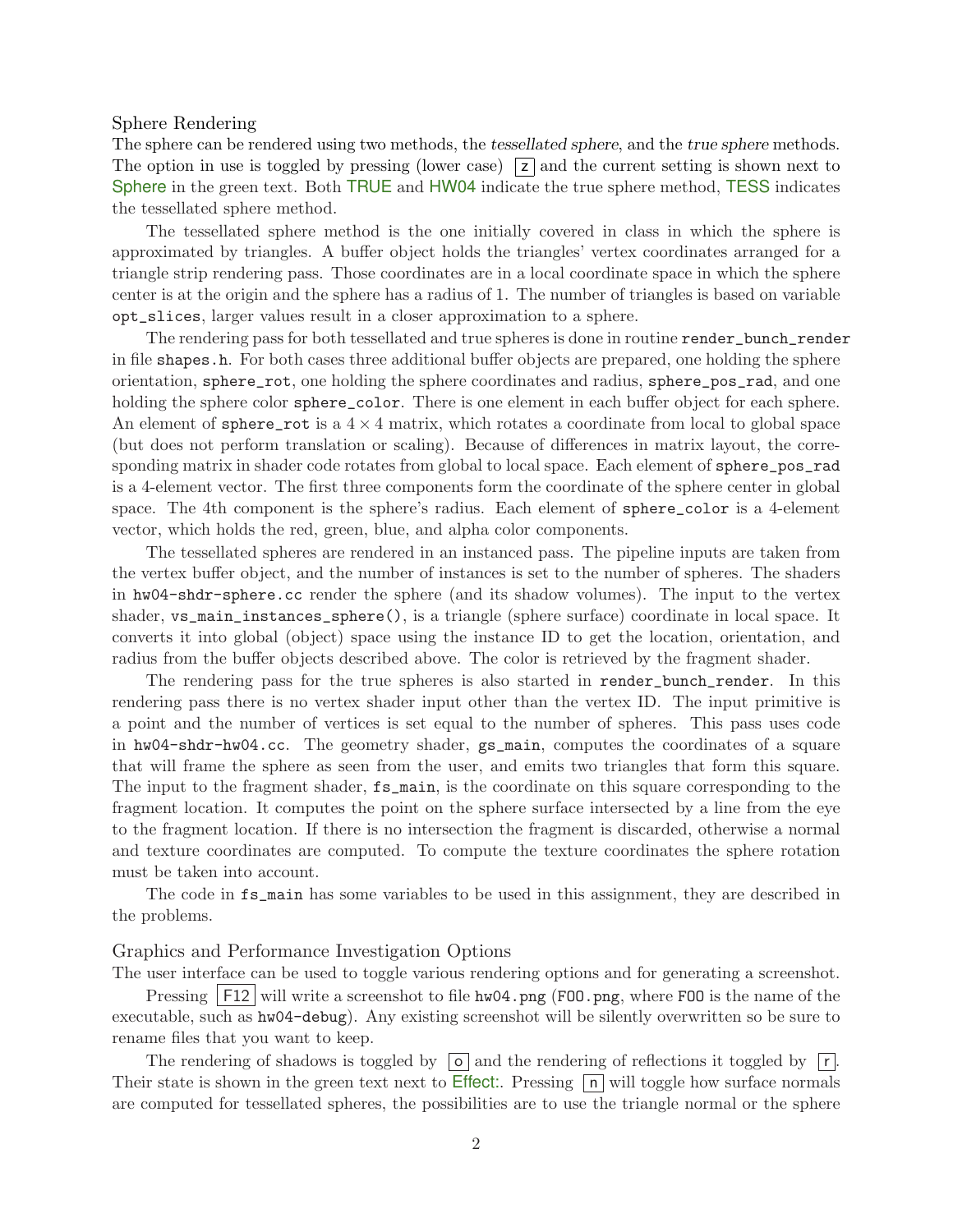### Sphere Rendering

The sphere can be rendered using two methods, the *tessellated sphere*, and the *true sphere* methods. The option in use is toggled by pressing (lower case) `z` and the current setting is shown next to Sphere in the green text. Both TRUE and HW04 indicate the true sphere method, TESS indicates the tessellated sphere method.

The tessellated sphere method is the one initially covered in class in which the sphere is approximated by triangles. A buffer object holds the triangles' vertex coordinates arranged for a triangle strip rendering pass. Those coordinates are in a local coordinate space in which the sphere center is at the origin and the sphere has a radius of 1. The number of triangles is based on variable `opt_slices`, larger values result in a closer approximation to a sphere.

The rendering pass for both tessellated and true spheres is done in routine `render_bunch_render` in file `shapes.h`. For both cases three additional buffer objects are prepared, one holding the sphere orientation, `sphere_rot`, one holding the sphere coordinates and radius, `sphere_pos_rad`, and one holding the sphere color `sphere_color`. There is one element in each buffer object for each sphere. An element of `sphere_rot` is a $4 \times 4$ matrix, which rotates a coordinate from local to global space (but does not perform translation or scaling). Because of differences in matrix layout, the corresponding matrix in shader code rotates from global to local space. Each element of `sphere_pos_rad` is a 4-element vector. The first three components form the coordinate of the sphere center in global space. The 4th component is the sphere's radius. Each element of `sphere_color` is a 4-element vector, which holds the red, green, blue, and alpha color components.

The tessellated spheres are rendered in an instanced pass. The pipeline inputs are taken from the vertex buffer object, and the number of instances is set to the number of spheres. The shaders in `hw04-shdr-sphere.cc` render the sphere (and its shadow volumes). The input to the vertex shader, `vs_main_instances_sphere()`, is a triangle (sphere surface) coordinate in local space. It converts it into global (object) space using the instance ID to get the location, orientation, and radius from the buffer objects described above. The color is retrieved by the fragment shader.

The rendering pass for the true spheres is also started in `render_bunch_render`. In this rendering pass there is no vertex shader input other than the vertex ID. The input primitive is a point and the number of vertices is set equal to the number of spheres. This pass uses code in `hw04-shdr-hw04.cc`. The geometry shader, `gs_main`, computes the coordinates of a square that will frame the sphere as seen from the user, and emits two triangles that form this square. The input to the fragment shader, `fs_main`, is the coordinate on this square corresponding to the fragment location. It computes the point on the sphere surface intersected by a line from the eye to the fragment location. If there is no intersection the fragment is discarded, otherwise a normal and texture coordinates are computed. To compute the texture coordinates the sphere rotation must be taken into account.

The code in `fs_main` has some variables to be used in this assignment, they are described in the problems.

### Graphics and Performance Investigation Options

The user interface can be used to toggle various rendering options and for generating a screenshot.

Pressing `F12` will write a screenshot to file `hw04.png` (`FOO.png`, where `FOO` is the name of the executable, such as `hw04-debug`). Any existing screenshot will be silently overwritten so be sure to rename files that you want to keep.

The rendering of shadows is toggled by `o` and the rendering of reflections it toggled by `r`. Their state is shown in the green text next to Effect:. Pressing `n` will toggle how surface normals are computed for tessellated spheres, the possibilities are to use the triangle normal or the sphere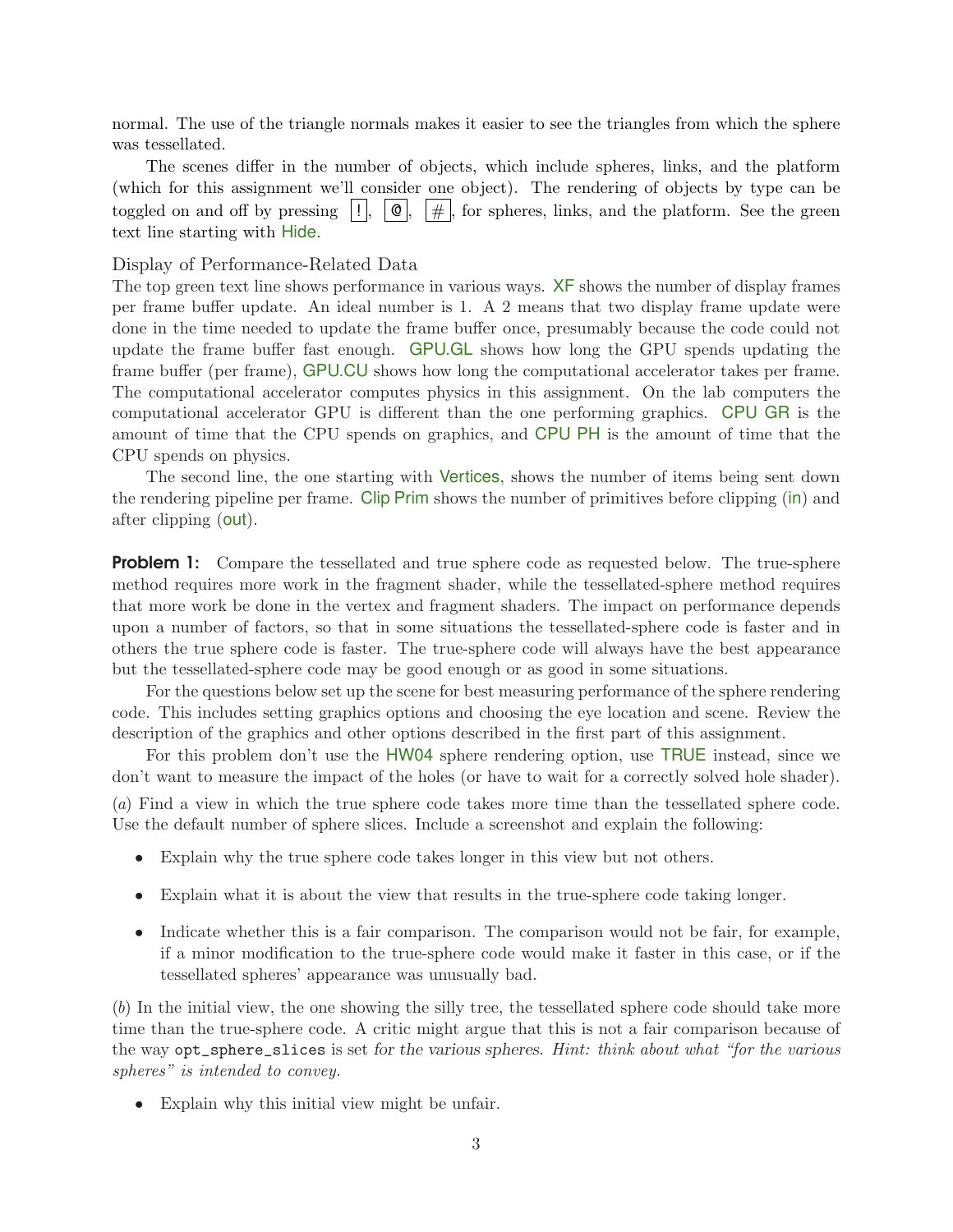normal. The use of the triangle normals makes it easier to see the triangles from which the sphere was tessellated.

The scenes differ in the number of objects, which include spheres, links, and the platform (which for this assignment we'll consider one object). The rendering of objects by type can be toggled on and off by pressing `!`, `@`, `#`, for spheres, links, and the platform. See the green text line starting with Hide.

### Display of Performance-Related Data

The top green text line shows performance in various ways. XF shows the number of display frames per frame buffer update. An ideal number is 1. A 2 means that two display frame update were done in the time needed to update the frame buffer once, presumably because the code could not update the frame buffer fast enough. GPU.GL shows how long the GPU spends updating the frame buffer (per frame), GPU.CU shows how long the computational accelerator takes per frame. The computational accelerator computes physics in this assignment. On the lab computers the computational accelerator GPU is different than the one performing graphics. CPU GR is the amount of time that the CPU spends on graphics, and CPU PH is the amount of time that the CPU spends on physics.

The second line, the one starting with Vertices, shows the number of items being sent down the rendering pipeline per frame. Clip Prim shows the number of primitives before clipping (in) and after clipping (out).

**Problem 1:** Compare the tessellated and true sphere code as requested below. The true-sphere method requires more work in the fragment shader, while the tessellated-sphere method requires that more work be done in the vertex and fragment shaders. The impact on performance depends upon a number of factors, so that in some situations the tessellated-sphere code is faster and in others the true sphere code is faster. The true-sphere code will always have the best appearance but the tessellated-sphere code may be good enough or as good in some situations.

For the questions below set up the scene for best measuring performance of the sphere rendering code. This includes setting graphics options and choosing the eye location and scene. Review the description of the graphics and other options described in the first part of this assignment.

For this problem don't use the HW04 sphere rendering option, use TRUE instead, since we don't want to measure the impact of the holes (or have to wait for a correctly solved hole shader).

(*a*) Find a view in which the true sphere code takes more time than the tessellated sphere code. Use the default number of sphere slices. Include a screenshot and explain the following:

- Explain why the true sphere code takes longer in this view but not others.
- Explain what it is about the view that results in the true-sphere code taking longer.
- Indicate whether this is a fair comparison. The comparison would not be fair, for example, if a minor modification to the true-sphere code would make it faster in this case, or if the tessellated spheres' appearance was unusually bad.

(*b*) In the initial view, the one showing the silly tree, the tessellated sphere code should take more time than the true-sphere code. A critic might argue that this is not a fair comparison because of the way `opt_sphere_slices` is set *for the various spheres*. *Hint: think about what "for the various spheres" is intended to convey.*

- Explain why this initial view might be unfair.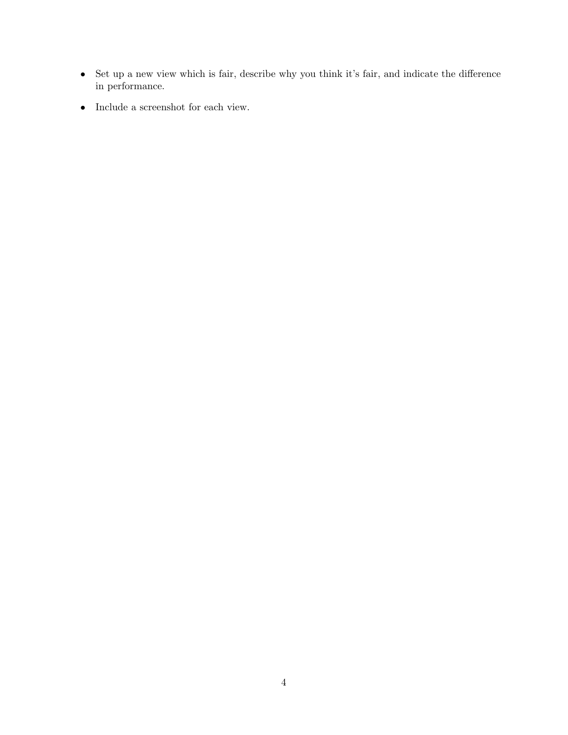- Set up a new view which is fair, describe why you think it's fair, and indicate the difference in performance.
- Include a screenshot for each view.